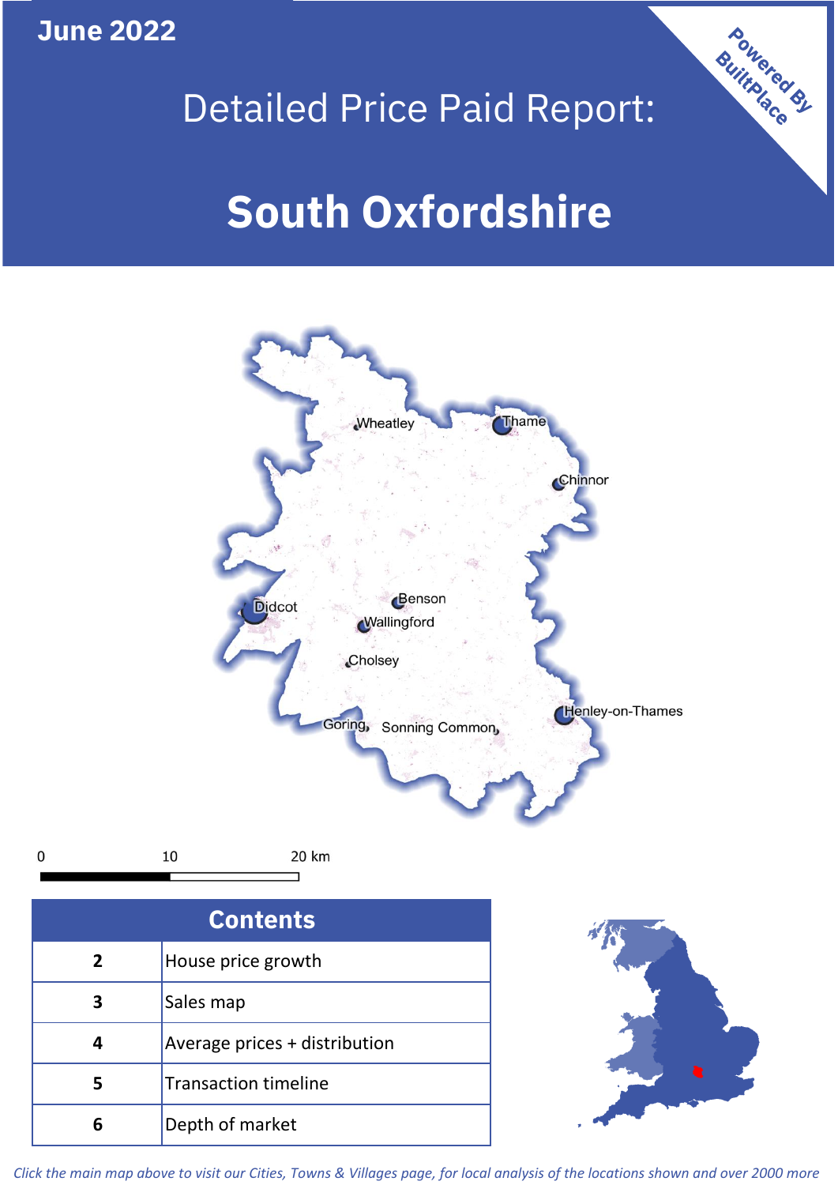June 2022

# Detailed Price Paid Report:

# South Oxfordshire

Powered By BuiltPlace

Wheatley, Thame, Chinnor, Benson, Didcot, Wallingford, Cholsey, Goring, Sonning Common, Henley-on-Thames

0 10 20 km

| Contents | |
|---|---|
| 2 | House price growth |
| 3 | Sales map |
| 4 | Average prices + distribution |
| 5 | Transaction timeline |
| 6 | Depth of market |

*Click the main map above to visit our Cities, Towns & Villages page, for local analysis of the locations shown and over 2000 more*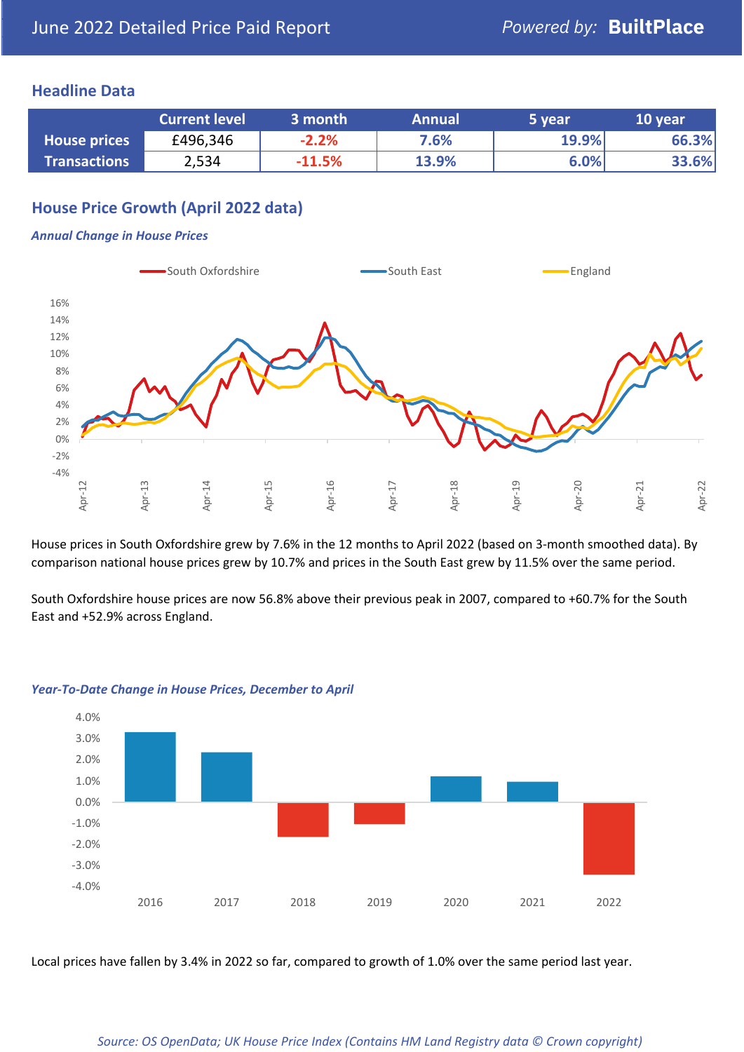June 2022 Detailed Price Paid Report — *Powered by:* **BuiltPlace**

## Headline Data

| | Current level | 3 month | Annual | 5 year | 10 year |
|---|---|---|---|---|---|
| **House prices** | £496,346 | -2.2% | 7.6% | 19.9% | 66.3% |
| **Transactions** | 2,534 | -11.5% | 13.9% | 6.0% | 33.6% |

## House Price Growth (April 2022 data)

***Annual Change in House Prices***

House prices in South Oxfordshire grew by 7.6% in the 12 months to April 2022 (based on 3-month smoothed data). By comparison national house prices grew by 10.7% and prices in the South East grew by 11.5% over the same period.

South Oxfordshire house prices are now 56.8% above their previous peak in 2007, compared to +60.7% for the South East and +52.9% across England.

***Year-To-Date Change in House Prices, December to April***

Local prices have fallen by 3.4% in 2022 so far, compared to growth of 1.0% over the same period last year.

*Source: OS OpenData; UK House Price Index (Contains HM Land Registry data © Crown copyright)*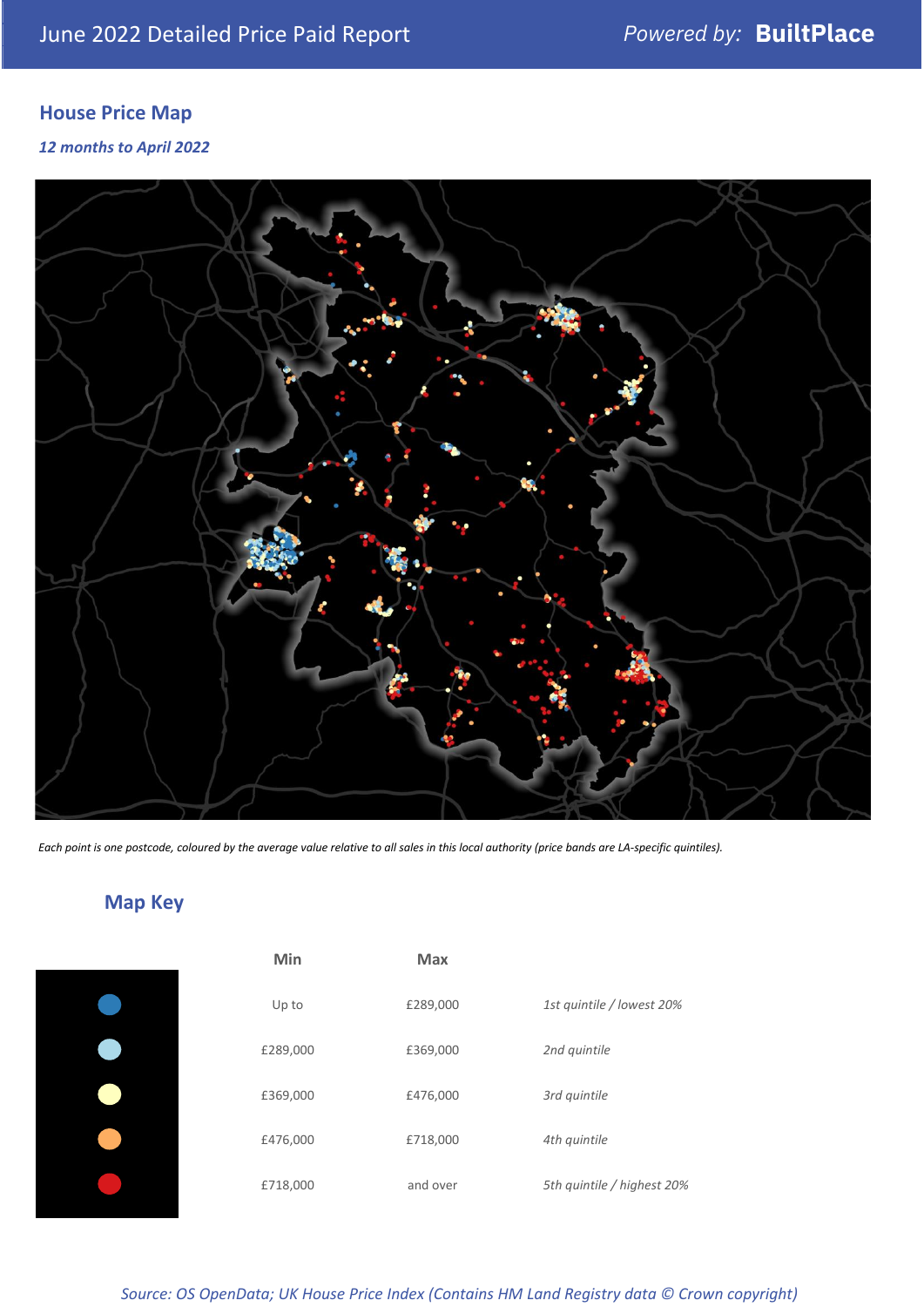June 2022 Detailed Price Paid Report

Powered by: **BuiltPlace**

## House Price Map

*12 months to April 2022*

*Each point is one postcode, coloured by the average value relative to all sales in this local authority (price bands are LA-specific quintiles).*

## Map Key

| | Min | Max | |
|---|---|---|---|
| | Up to | £289,000 | *1st quintile / lowest 20%* |
| | £289,000 | £369,000 | *2nd quintile* |
| | £369,000 | £476,000 | *3rd quintile* |
| | £476,000 | £718,000 | *4th quintile* |
| | £718,000 | and over | *5th quintile / highest 20%* |

*Source: OS OpenData; UK House Price Index (Contains HM Land Registry data © Crown copyright)*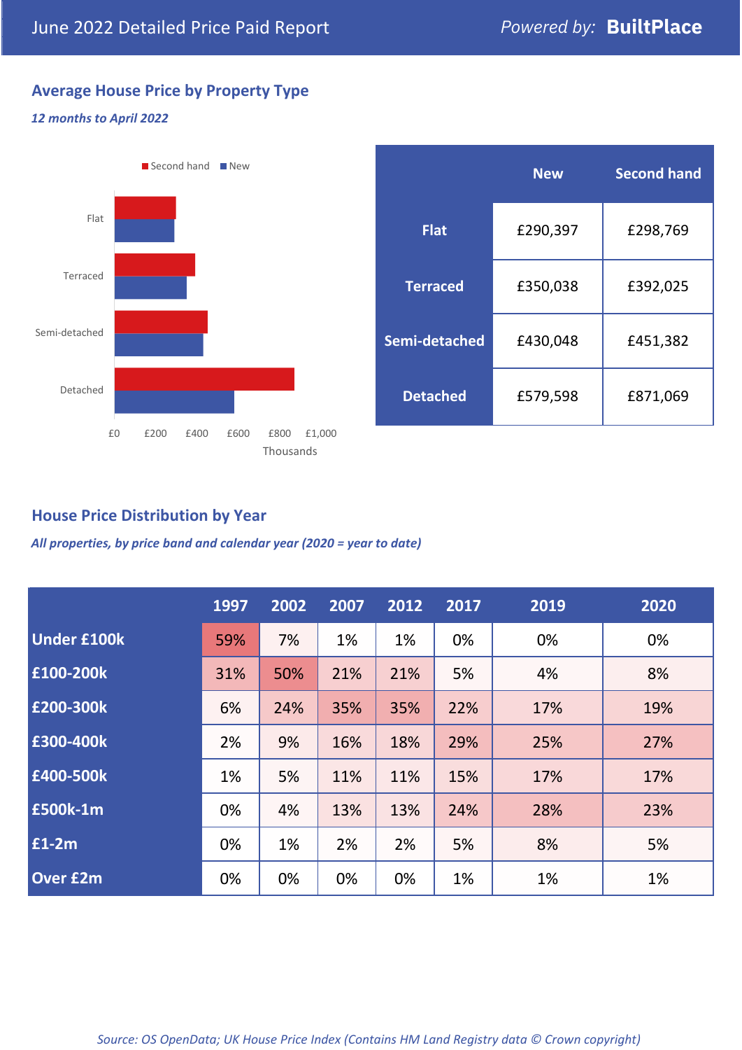June 2022 Detailed Price Paid Report

Powered by: **BuiltPlace**

## Average House Price by Property Type

*12 months to April 2022*

| | New | Second hand |
|---|---|---|
| **Flat** | £290,397 | £298,769 |
| **Terraced** | £350,038 | £392,025 |
| **Semi-detached** | £430,048 | £451,382 |
| **Detached** | £579,598 | £871,069 |

## House Price Distribution by Year

*All properties, by price band and calendar year (2020 = year to date)*

| | 1997 | 2002 | 2007 | 2012 | 2017 | 2019 | 2020 |
|---|---|---|---|---|---|---|---|
| **Under £100k** | 59% | 7% | 1% | 1% | 0% | 0% | 0% |
| **£100-200k** | 31% | 50% | 21% | 21% | 5% | 4% | 8% |
| **£200-300k** | 6% | 24% | 35% | 35% | 22% | 17% | 19% |
| **£300-400k** | 2% | 9% | 16% | 18% | 29% | 25% | 27% |
| **£400-500k** | 1% | 5% | 11% | 11% | 15% | 17% | 17% |
| **£500k-1m** | 0% | 4% | 13% | 13% | 24% | 28% | 23% |
| **£1-2m** | 0% | 1% | 2% | 2% | 5% | 8% | 5% |
| **Over £2m** | 0% | 0% | 0% | 0% | 1% | 1% | 1% |

*Source: OS OpenData; UK House Price Index (Contains HM Land Registry data © Crown copyright)*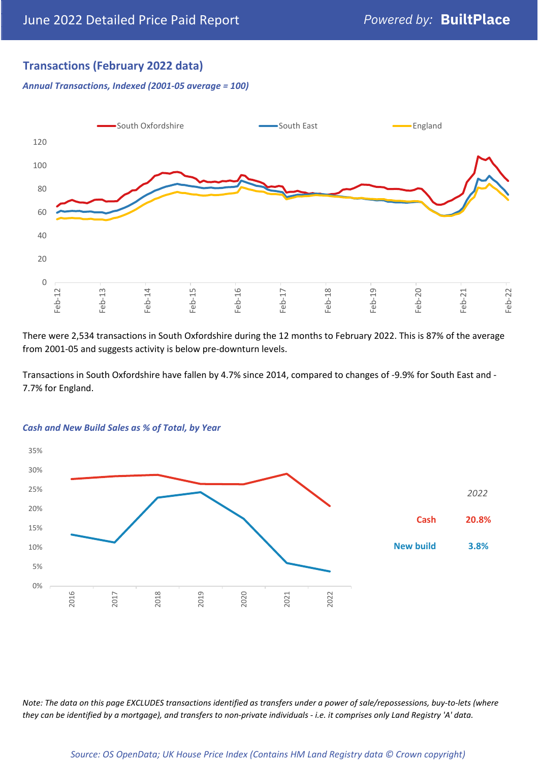## Transactions (February 2022 data)

*Annual Transactions, Indexed (2001-05 average = 100)*

There were 2,534 transactions in South Oxfordshire during the 12 months to February 2022. This is 87% of the average from 2001-05 and suggests activity is below pre-downturn levels.

Transactions in South Oxfordshire have fallen by 4.7% since 2014, compared to changes of -9.9% for South East and -7.7% for England.

*Cash and New Build Sales as % of Total, by Year*

| *2022* | |
|---|---|
| Cash | 20.8% |
| New build | 3.8% |

*Note: The data on this page EXCLUDES transactions identified as transfers under a power of sale/repossessions, buy-to-lets (where they can be identified by a mortgage), and transfers to non-private individuals - i.e. it comprises only Land Registry 'A' data.*

*Source: OS OpenData; UK House Price Index (Contains HM Land Registry data © Crown copyright)*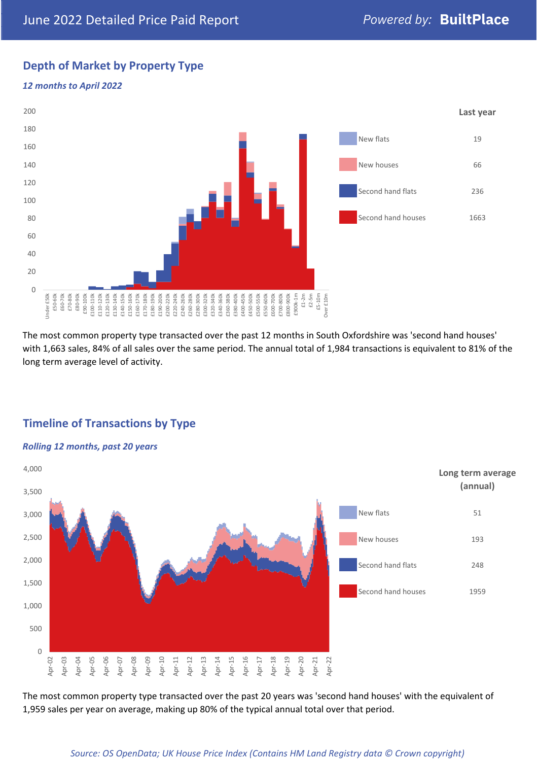June 2022 Detailed Price Paid Report

Powered by: **BuiltPlace**

## Depth of Market by Property Type

*12 months to April 2022*

200
180
160
140
120
100
80
60
40
20
0

Under £50k, £50-60k, £60-70k, £70-80k, £80-90k, £90-100k, £100-110k, £110-120k, £120-130k, £130-140k, £140-150k, £150-160k, £160-170k, £170-180k, £180-190k, £190-200k, £200-220k, £220-240k, £240-260k, £260-280k, £280-300k, £300-320k, £320-340k, £340-360k, £360-380k, £380-400k, £400-450k, £450-500k, £500-550k, £550-600k, £600-700k, £700-800k, £800-900k, £900k-1m, £1-2m, £2-5m, £5-10m, Over £10m

**Last year**

New flats 19
New houses 66
Second hand flats 236
Second hand houses 1663

The most common property type transacted over the past 12 months in South Oxfordshire was 'second hand houses' with 1,663 sales, 84% of all sales over the same period. The annual total of 1,984 transactions is equivalent to 81% of the long term average level of activity.

## Timeline of Transactions by Type

*Rolling 12 months, past 20 years*

4,000
3,500
3,000
2,500
2,000
1,500
1,000
500
0

Apr-02, Apr-03, Apr-04, Apr-05, Apr-06, Apr-07, Apr-08, Apr-09, Apr-10, Apr-11, Apr-12, Apr-13, Apr-14, Apr-15, Apr-16, Apr-17, Apr-18, Apr-19, Apr-20, Apr-21, Apr-22

**Long term average (annual)**

New flats 51
New houses 193
Second hand flats 248
Second hand houses 1959

The most common property type transacted over the past 20 years was 'second hand houses' with the equivalent of 1,959 sales per year on average, making up 80% of the typical annual total over that period.

*Source: OS OpenData; UK House Price Index (Contains HM Land Registry data © Crown copyright)*